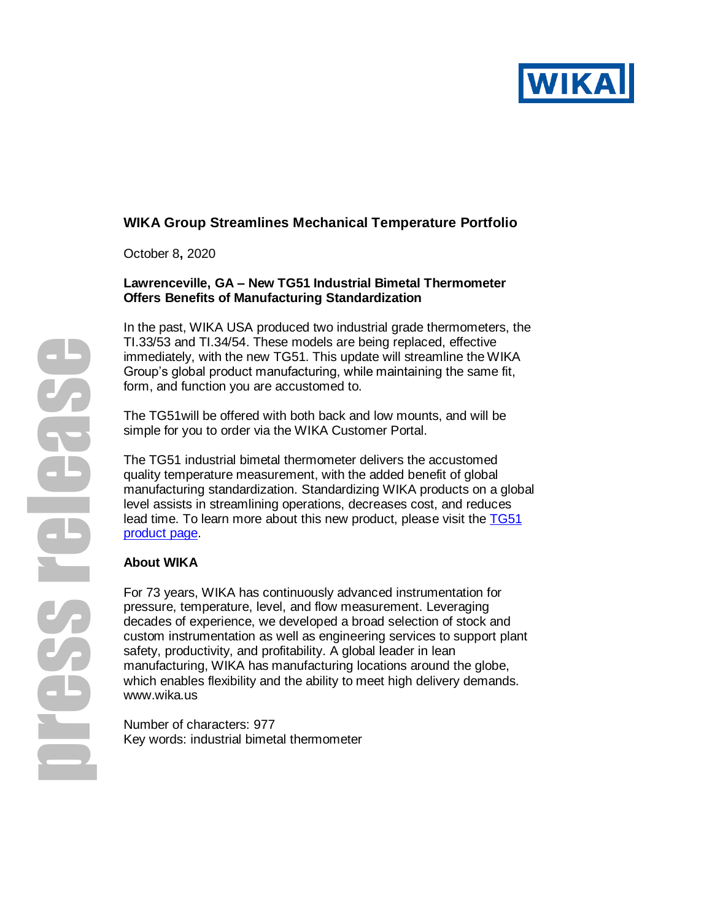# WIKA Group Streamlines Mechanical Temperature Portfolio

October 8, 2020

**Lawrenceville, GA – New TG51 Industrial Bimetal Thermometer Offers Benefits of Manufacturing Standardization**

In the past, WIKA USA produced two industrial grade thermometers, the TI.33/53 and TI.34/54. These models are being replaced, effective immediately, with the new TG51. This update will streamline the WIKA Group's global product manufacturing, while maintaining the same fit, form, and function you are accustomed to.

The TG51will be offered with both back and low mounts, and will be simple for you to order via the WIKA Customer Portal.

The TG51 industrial bimetal thermometer delivers the accustomed quality temperature measurement, with the added benefit of global manufacturing standardization. Standardizing WIKA products on a global level assists in streamlining operations, decreases cost, and reduces lead time. To learn more about this new product, please visit the TG51 product page.

## About WIKA

For 73 years, WIKA has continuously advanced instrumentation for pressure, temperature, level, and flow measurement. Leveraging decades of experience, we developed a broad selection of stock and custom instrumentation as well as engineering services to support plant safety, productivity, and profitability. A global leader in lean manufacturing, WIKA has manufacturing locations around the globe, which enables flexibility and the ability to meet high delivery demands.
www.wika.us

Number of characters: 977
Key words: industrial bimetal thermometer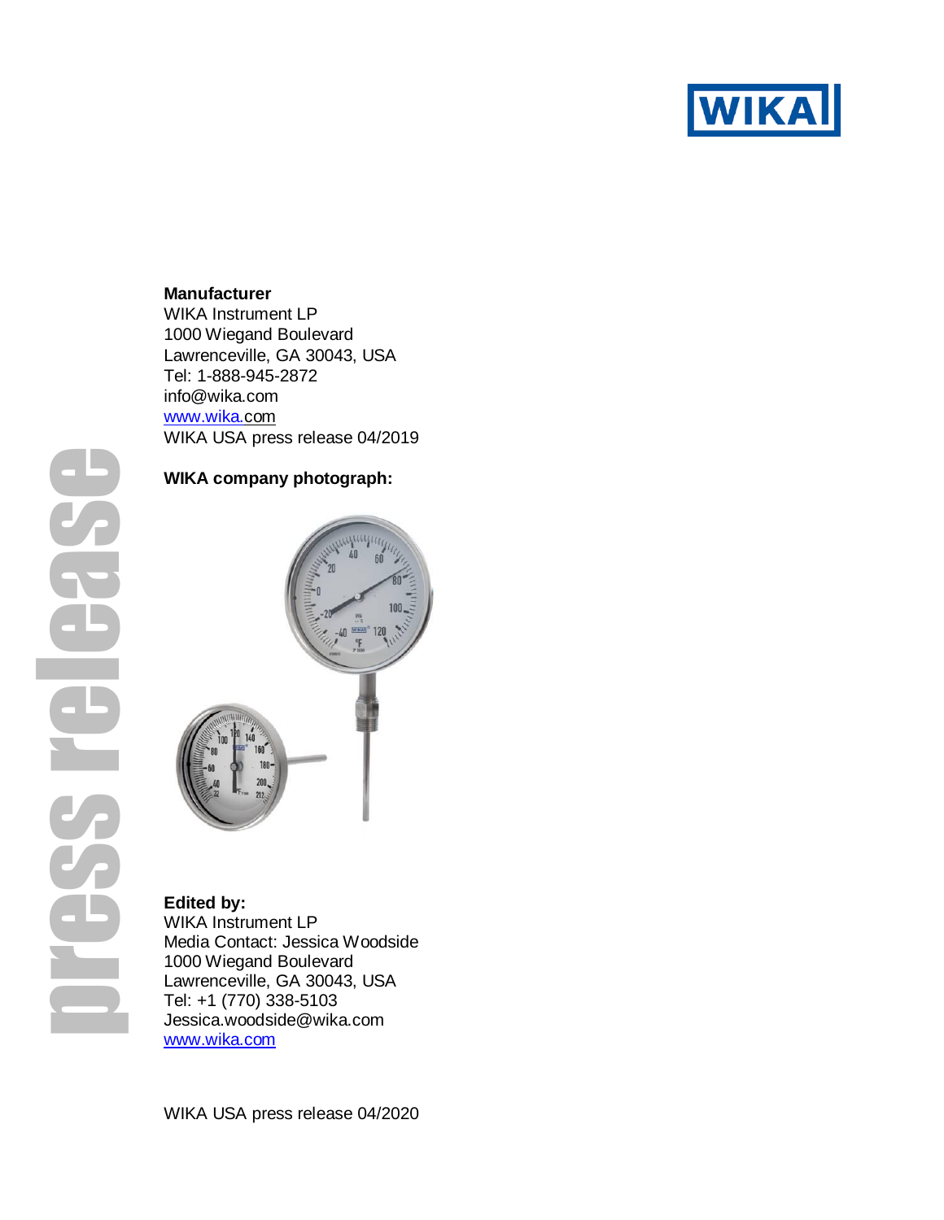**Manufacturer**
WIKA Instrument LP
1000 Wiegand Boulevard
Lawrenceville, GA 30043, USA
Tel: 1-888-945-2872
info@wika.com
www.wika.com
WIKA USA press release 04/2019

**WIKA company photograph:**

**Edited by:**
WIKA Instrument LP
Media Contact: Jessica Woodside
1000 Wiegand Boulevard
Lawrenceville, GA 30043, USA
Tel: +1 (770) 338-5103
Jessica.woodside@wika.com
www.wika.com

WIKA USA press release 04/2020